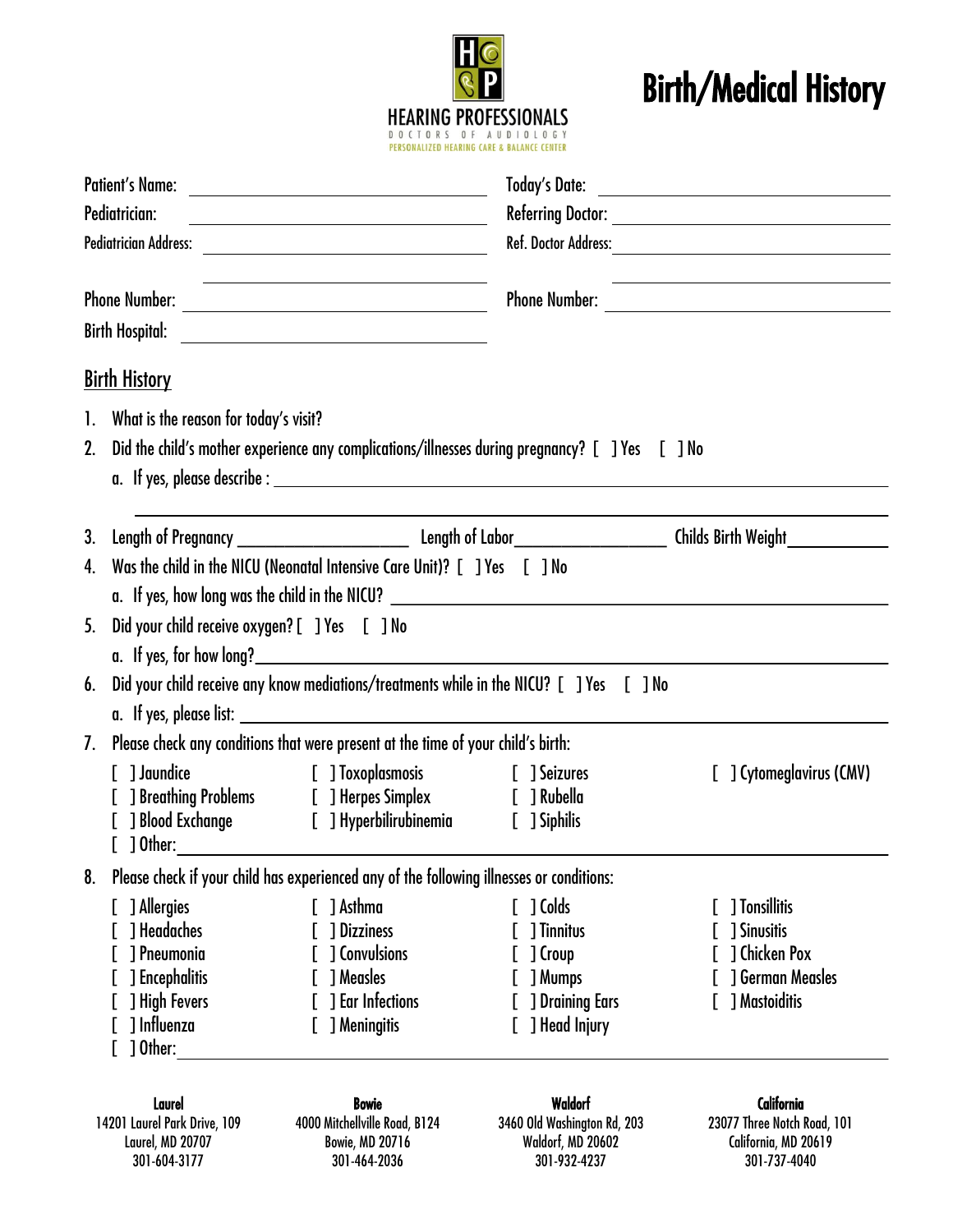HEARING PROFESSIONALS

DOCTORS OF AUDIOLOGY

PERSONALIZED HEARING CARE & BALANCE CENTER

# Birth/Medical History

Patient's Name: ______________________ Today's Date: ______________________

Pediatrician: ______________________ Referring Doctor: ______________________

Pediatrician Address: ______________________ Ref. Doctor Address: ______________________

______________________ ______________________

Phone Number: ______________________ Phone Number: ______________________

Birth Hospital: ______________________

## Birth History

1. What is the reason for today's visit?
2. Did the child's mother experience any complications/illnesses during pregnancy? [ ] Yes [ ] No
   a. If yes, please describe : ______________________________________________
3. Length of Pregnancy ______________ Length of Labor______________ Childs Birth Weight__________
4. Was the child in the NICU (Neonatal Intensive Care Unit)? [ ] Yes [ ] No
   a. If yes, how long was the child in the NICU? ______________________________
5. Did your child receive oxygen? [ ] Yes [ ] No
   a. If yes, for how long?______________________________
6. Did your child receive any know mediations/treatments while in the NICU? [ ] Yes [ ] No
   a. If yes, please list: ______________________________
7. Please check any conditions that were present at the time of your child's birth:

   [ ] Jaundice
   [ ] Breathing Problems
   [ ] Blood Exchange
   [ ] Toxoplasmosis
   [ ] Herpes Simplex
   [ ] Hyperbilirubinemia
   [ ] Seizures
   [ ] Rubella
   [ ] Siphilis
   [ ] Cytomeglavirus (CMV)
   [ ] Other: ______________________________

8. Please check if your child has experienced any of the following illnesses or conditions:

   [ ] Allergies
   [ ] Headaches
   [ ] Pneumonia
   [ ] Encephalitis
   [ ] High Fevers
   [ ] Influenza
   [ ] Asthma
   [ ] Dizziness
   [ ] Convulsions
   [ ] Measles
   [ ] Ear Infections
   [ ] Meningitis
   [ ] Colds
   [ ] Tinnitus
   [ ] Croup
   [ ] Mumps
   [ ] Draining Ears
   [ ] Head Injury
   [ ] Tonsillitis
   [ ] Sinusitis
   [ ] Chicken Pox
   [ ] German Measles
   [ ] Mastoiditis
   [ ] Other: ______________________________

**Laurel**
14201 Laurel Park Drive, 109
Laurel, MD 20707
301-604-3177

**Bowie**
4000 Mitchellville Road, B124
Bowie, MD 20716
301-464-2036

**Waldorf**
3460 Old Washington Rd, 203
Waldorf, MD 20602
301-932-4237

**California**
23077 Three Notch Road, 101
California, MD 20619
301-737-4040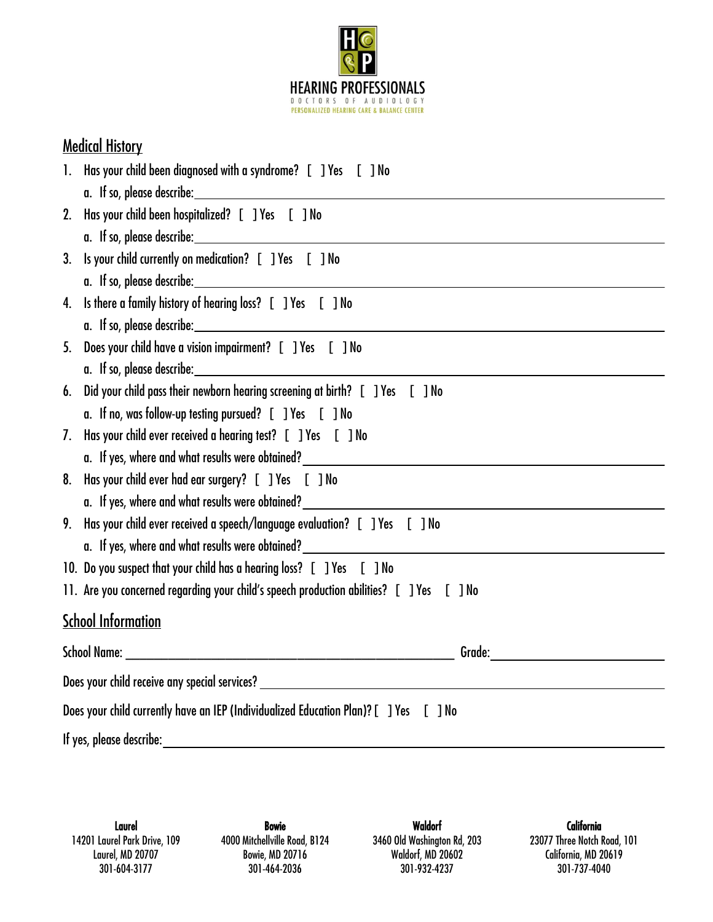HEARING PROFESSIONALS

DOCTORS OF AUDIOLOGY

PERSONALIZED HEARING CARE & BALANCE CENTER

## Medical History

1. Has your child been diagnosed with a syndrome? [ ] Yes [ ] No
   a. If so, please describe:______________________________
2. Has your child been hospitalized? [ ] Yes [ ] No
   a. If so, please describe:______________________________
3. Is your child currently on medication? [ ] Yes [ ] No
   a. If so, please describe:______________________________
4. Is there a family history of hearing loss? [ ] Yes [ ] No
   a. If so, please describe:______________________________
5. Does your child have a vision impairment? [ ] Yes [ ] No
   a. If so, please describe:______________________________
6. Did your child pass their newborn hearing screening at birth? [ ] Yes [ ] No
   a. If no, was follow-up testing pursued? [ ] Yes [ ] No
7. Has your child ever received a hearing test? [ ] Yes [ ] No
   a. If yes, where and what results were obtained?______________________________
8. Has your child ever had ear surgery? [ ] Yes [ ] No
   a. If yes, where and what results were obtained?______________________________
9. Has your child ever received a speech/language evaluation? [ ] Yes [ ] No
   a. If yes, where and what results were obtained?______________________________
10. Do you suspect that your child has a hearing loss? [ ] Yes [ ] No
11. Are you concerned regarding your child's speech production abilities? [ ] Yes [ ] No

## School Information

School Name: ______________________________ Grade:______________

Does your child receive any special services? ______________________________

Does your child currently have an IEP (Individualized Education Plan)? [ ] Yes [ ] No

If yes, please describe:______________________________

**Laurel**
14201 Laurel Park Drive, 109
Laurel, MD 20707
301-604-3177

**Bowie**
4000 Mitchellville Road, B124
Bowie, MD 20716
301-464-2036

**Waldorf**
3460 Old Washington Rd, 203
Waldorf, MD 20602
301-932-4237

**California**
23077 Three Notch Road, 101
California, MD 20619
301-737-4040